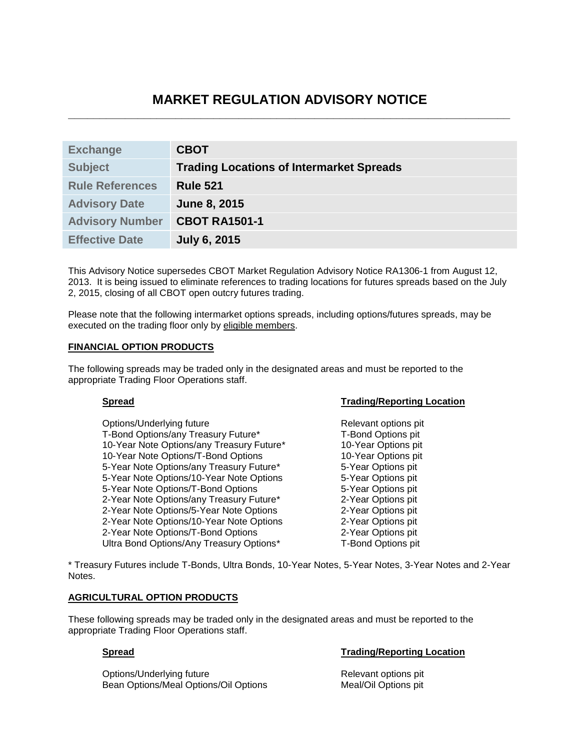# MARKET REGULATION ADVISORY NOTICE

| | |
|---|---|
| **Exchange** | **CBOT** |
| **Subject** | **Trading Locations of Intermarket Spreads** |
| **Rule References** | **Rule 521** |
| **Advisory Date** | **June 8, 2015** |
| **Advisory Number** | **CBOT RA1501-1** |
| **Effective Date** | **July 6, 2015** |

This Advisory Notice supersedes CBOT Market Regulation Advisory Notice RA1306-1 from August 12, 2013. It is being issued to eliminate references to trading locations for futures spreads based on the July 2, 2015, closing of all CBOT open outcry futures trading.

Please note that the following intermarket options spreads, including options/futures spreads, may be executed on the trading floor only by eligible members.

## FINANCIAL OPTION PRODUCTS

The following spreads may be traded only in the designated areas and must be reported to the appropriate Trading Floor Operations staff.

| Spread | Trading/Reporting Location |
|---|---|
| Options/Underlying future | Relevant options pit |
| T-Bond Options/any Treasury Future* | T-Bond Options pit |
| 10-Year Note Options/any Treasury Future* | 10-Year Options pit |
| 10-Year Note Options/T-Bond Options | 10-Year Options pit |
| 5-Year Note Options/any Treasury Future* | 5-Year Options pit |
| 5-Year Note Options/10-Year Note Options | 5-Year Options pit |
| 5-Year Note Options/T-Bond Options | 5-Year Options pit |
| 2-Year Note Options/any Treasury Future* | 2-Year Options pit |
| 2-Year Note Options/5-Year Note Options | 2-Year Options pit |
| 2-Year Note Options/10-Year Note Options | 2-Year Options pit |
| 2-Year Note Options/T-Bond Options | 2-Year Options pit |
| Ultra Bond Options/Any Treasury Options* | T-Bond Options pit |

* Treasury Futures include T-Bonds, Ultra Bonds, 10-Year Notes, 5-Year Notes, 3-Year Notes and 2-Year Notes.

## AGRICULTURAL OPTION PRODUCTS

These following spreads may be traded only in the designated areas and must be reported to the appropriate Trading Floor Operations staff.

| Spread | Trading/Reporting Location |
|---|---|
| Options/Underlying future | Relevant options pit |
| Bean Options/Meal Options/Oil Options | Meal/Oil Options pit |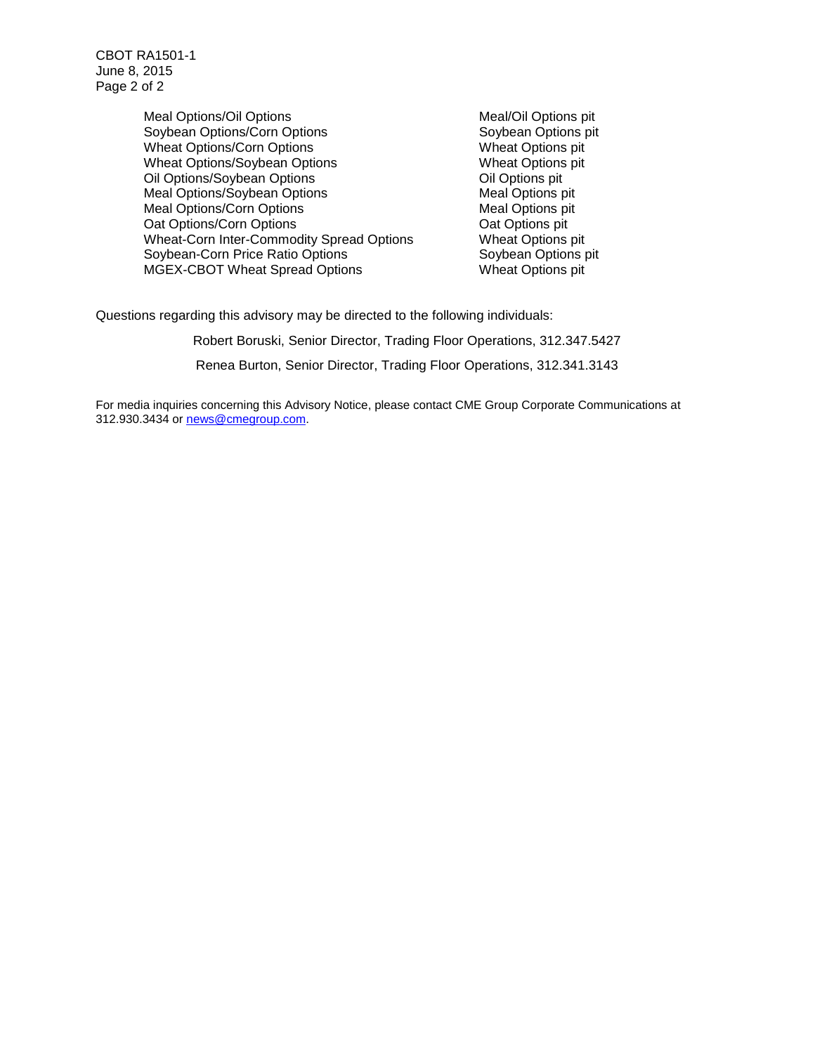| | |
|---|---|
| Meal Options/Oil Options | Meal/Oil Options pit |
| Soybean Options/Corn Options | Soybean Options pit |
| Wheat Options/Corn Options | Wheat Options pit |
| Wheat Options/Soybean Options | Wheat Options pit |
| Oil Options/Soybean Options | Oil Options pit |
| Meal Options/Soybean Options | Meal Options pit |
| Meal Options/Corn Options | Meal Options pit |
| Oat Options/Corn Options | Oat Options pit |
| Wheat-Corn Inter-Commodity Spread Options | Wheat Options pit |
| Soybean-Corn Price Ratio Options | Soybean Options pit |
| MGEX-CBOT Wheat Spread Options | Wheat Options pit |

Questions regarding this advisory may be directed to the following individuals:

Robert Boruski, Senior Director, Trading Floor Operations, 312.347.5427

Renea Burton, Senior Director, Trading Floor Operations, 312.341.3143

For media inquiries concerning this Advisory Notice, please contact CME Group Corporate Communications at 312.930.3434 or news@cmegroup.com.